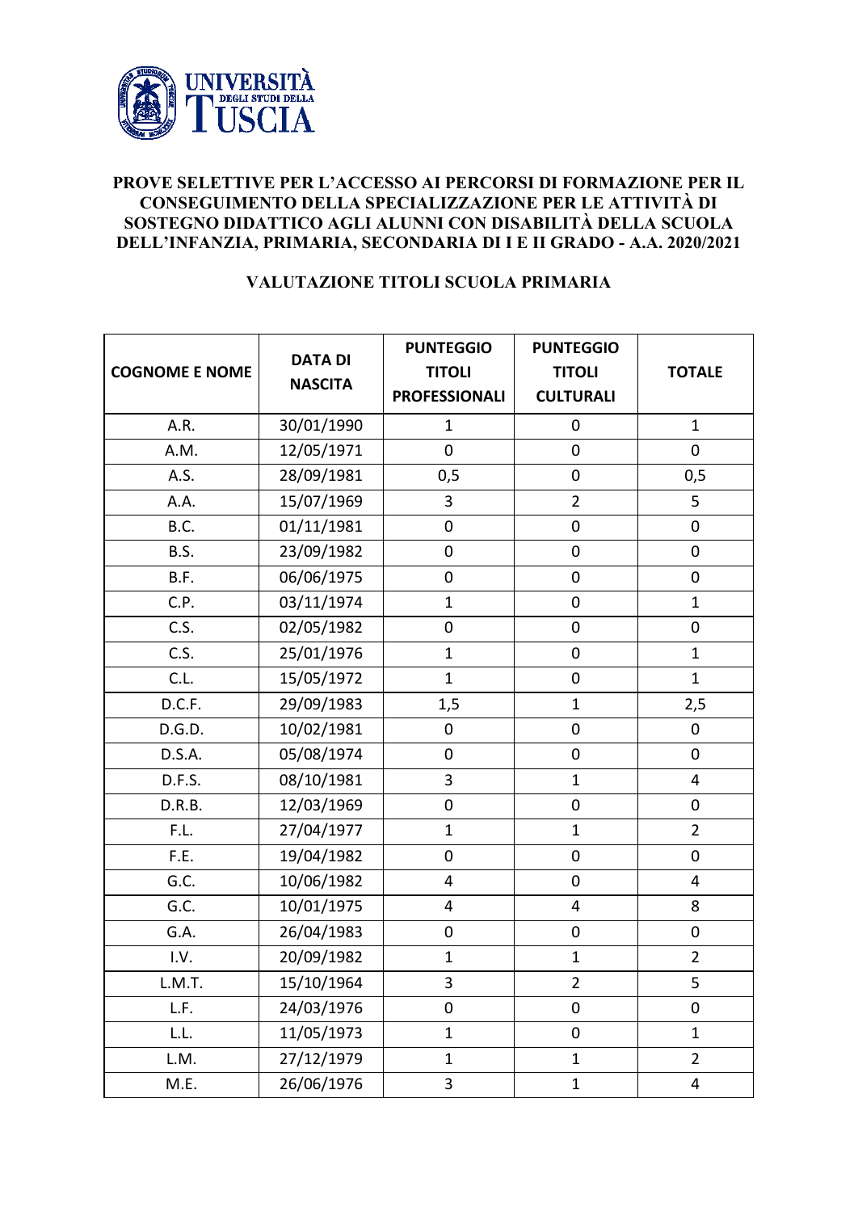UNIVERSITÀ DEGLI STUDI DELLA TUSCIA

## PROVE SELETTIVE PER L'ACCESSO AI PERCORSI DI FORMAZIONE PER IL CONSEGUIMENTO DELLA SPECIALIZZAZIONE PER LE ATTIVITÀ DI SOSTEGNO DIDATTICO AGLI ALUNNI CON DISABILITÀ DELLA SCUOLA DELL'INFANZIA, PRIMARIA, SECONDARIA DI I E II GRADO - A.A. 2020/2021

### VALUTAZIONE TITOLI SCUOLA PRIMARIA

| COGNOME E NOME | DATA DI NASCITA | PUNTEGGIO TITOLI PROFESSIONALI | PUNTEGGIO TITOLI CULTURALI | TOTALE |
|---|---|---|---|---|
| A.R. | 30/01/1990 | 1 | 0 | 1 |
| A.M. | 12/05/1971 | 0 | 0 | 0 |
| A.S. | 28/09/1981 | 0,5 | 0 | 0,5 |
| A.A. | 15/07/1969 | 3 | 2 | 5 |
| B.C. | 01/11/1981 | 0 | 0 | 0 |
| B.S. | 23/09/1982 | 0 | 0 | 0 |
| B.F. | 06/06/1975 | 0 | 0 | 0 |
| C.P. | 03/11/1974 | 1 | 0 | 1 |
| C.S. | 02/05/1982 | 0 | 0 | 0 |
| C.S. | 25/01/1976 | 1 | 0 | 1 |
| C.L. | 15/05/1972 | 1 | 0 | 1 |
| D.C.F. | 29/09/1983 | 1,5 | 1 | 2,5 |
| D.G.D. | 10/02/1981 | 0 | 0 | 0 |
| D.S.A. | 05/08/1974 | 0 | 0 | 0 |
| D.F.S. | 08/10/1981 | 3 | 1 | 4 |
| D.R.B. | 12/03/1969 | 0 | 0 | 0 |
| F.L. | 27/04/1977 | 1 | 1 | 2 |
| F.E. | 19/04/1982 | 0 | 0 | 0 |
| G.C. | 10/06/1982 | 4 | 0 | 4 |
| G.C. | 10/01/1975 | 4 | 4 | 8 |
| G.A. | 26/04/1983 | 0 | 0 | 0 |
| I.V. | 20/09/1982 | 1 | 1 | 2 |
| L.M.T. | 15/10/1964 | 3 | 2 | 5 |
| L.F. | 24/03/1976 | 0 | 0 | 0 |
| L.L. | 11/05/1973 | 1 | 0 | 1 |
| L.M. | 27/12/1979 | 1 | 1 | 2 |
| M.E. | 26/06/1976 | 3 | 1 | 4 |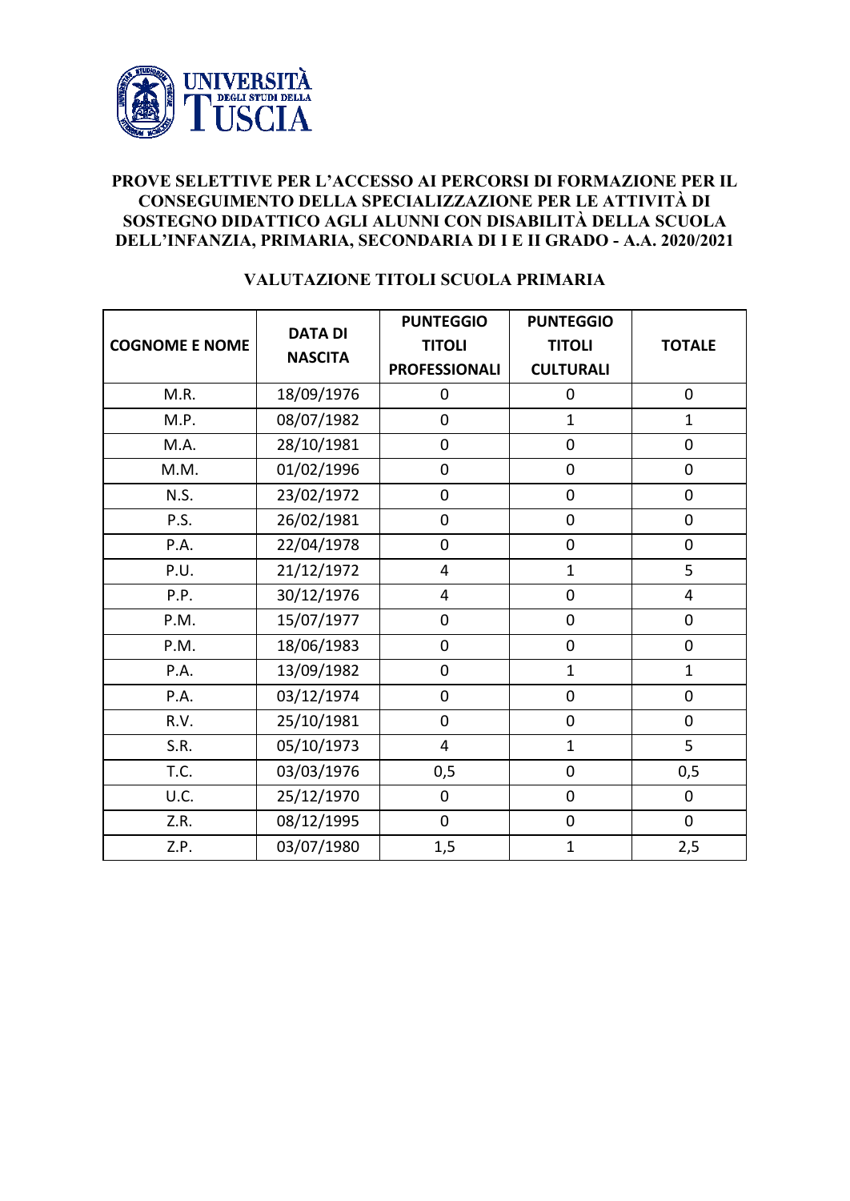**PROVE SELETTIVE PER L'ACCESSO AI PERCORSI DI FORMAZIONE PER IL CONSEGUIMENTO DELLA SPECIALIZZAZIONE PER LE ATTIVITÀ DI SOSTEGNO DIDATTICO AGLI ALUNNI CON DISABILITÀ DELLA SCUOLA DELL'INFANZIA, PRIMARIA, SECONDARIA DI I E II GRADO - A.A. 2020/2021**

**VALUTAZIONE TITOLI SCUOLA PRIMARIA**

| COGNOME E NOME | DATA DI NASCITA | PUNTEGGIO TITOLI PROFESSIONALI | PUNTEGGIO TITOLI CULTURALI | TOTALE |
|---|---|---|---|---|
| M.R. | 18/09/1976 | 0 | 0 | 0 |
| M.P. | 08/07/1982 | 0 | 1 | 1 |
| M.A. | 28/10/1981 | 0 | 0 | 0 |
| M.M. | 01/02/1996 | 0 | 0 | 0 |
| N.S. | 23/02/1972 | 0 | 0 | 0 |
| P.S. | 26/02/1981 | 0 | 0 | 0 |
| P.A. | 22/04/1978 | 0 | 0 | 0 |
| P.U. | 21/12/1972 | 4 | 1 | 5 |
| P.P. | 30/12/1976 | 4 | 0 | 4 |
| P.M. | 15/07/1977 | 0 | 0 | 0 |
| P.M. | 18/06/1983 | 0 | 0 | 0 |
| P.A. | 13/09/1982 | 0 | 1 | 1 |
| P.A. | 03/12/1974 | 0 | 0 | 0 |
| R.V. | 25/10/1981 | 0 | 0 | 0 |
| S.R. | 05/10/1973 | 4 | 1 | 5 |
| T.C. | 03/03/1976 | 0,5 | 0 | 0,5 |
| U.C. | 25/12/1970 | 0 | 0 | 0 |
| Z.R. | 08/12/1995 | 0 | 0 | 0 |
| Z.P. | 03/07/1980 | 1,5 | 1 | 2,5 |